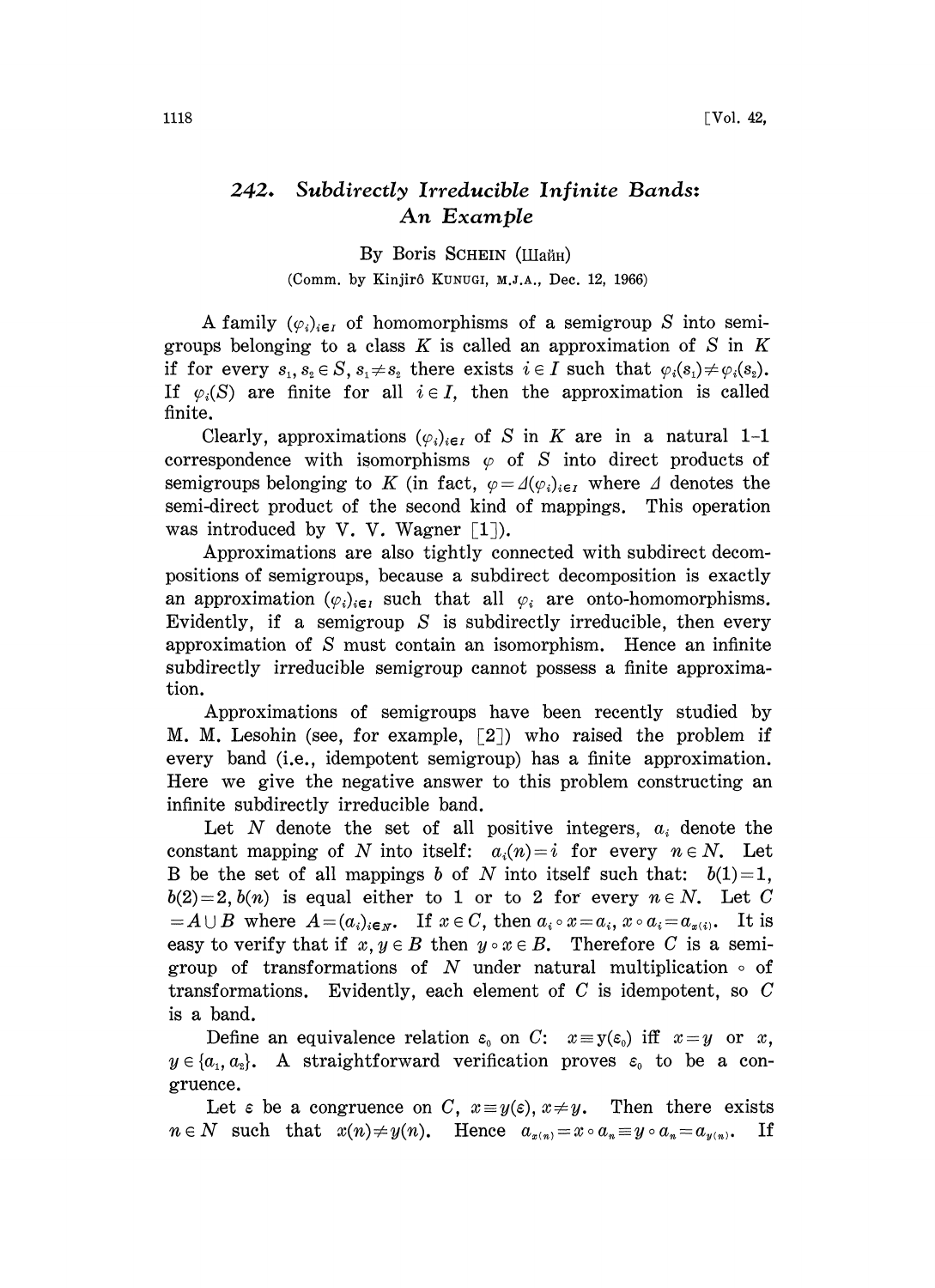# 242. Subdirectly Irreducible Infinite Bands: An Example

By Boris SCHEIN (Шайн)

(Comm. by Kinjirô KUNUGI, M.J.A., Dec. 12, 1966)

A family $(\varphi_i)_{i \in I}$ of homomorphisms of a semigroup $S$ into semigroups belonging to a class $K$ is called an approximation of $S$ in $K$ if for every $s_1, s_2 \in S$, $s_1 \neq s_2$ there exists $i \in I$ such that $\varphi_i(s_1) \neq \varphi_i(s_2)$. If $\varphi_i(S)$ are finite for all $i \in I$, then the approximation is called finite.

Clearly, approximations $(\varphi_i)_{i \in I}$ of $S$ in $K$ are in a natural 1-1 correspondence with isomorphisms $\varphi$ of $S$ into direct products of semigroups belonging to $K$ (in fact, $\varphi = \Delta(\varphi_i)_{i \in I}$ where $\Delta$ denotes the semi-direct product of the second kind of mappings. This operation was introduced by V. V. Wagner [1]).

Approximations are also tightly connected with subdirect decompositions of semigroups, because a subdirect decomposition is exactly an approximation $(\varphi_i)_{i \in I}$ such that all $\varphi_i$ are onto-homomorphisms. Evidently, if a semigroup $S$ is subdirectly irreducible, then every approximation of $S$ must contain an isomorphism. Hence an infinite subdirectly irreducible semigroup cannot possess a finite approximation.

Approximations of semigroups have been recently studied by M. M. Lesohin (see, for example, [2]) who raised the problem if every band (i.e., idempotent semigroup) has a finite approximation. Here we give the negative answer to this problem constructing an infinite subdirectly irreducible band.

Let $N$ denote the set of all positive integers, $a_i$ denote the constant mapping of $N$ into itself: $a_i(n) = i$ for every $n \in N$. Let B be the set of all mappings $b$ of $N$ into itself such that: $b(1) = 1$, $b(2) = 2$, $b(n)$ is equal either to 1 or to 2 for every $n \in N$. Let $C = A \cup B$ where $A = (a_i)_{i \in N}$. If $x \in C$, then $a_i \circ x = a_i$, $x \circ a_i = a_{x(i)}$. It is easy to verify that if $x, y \in B$ then $y \circ x \in B$. Therefore $C$ is a semigroup of transformations of $N$ under natural multiplication $\circ$ of transformations. Evidently, each element of $C$ is idempotent, so $C$ is a band.

Define an equivalence relation $\varepsilon_0$ on $C$: $x \equiv y(\varepsilon_0)$ iff $x = y$ or $x, y \in \{a_1, a_2\}$. A straightforward verification proves $\varepsilon_0$ to be a congruence.

Let $\varepsilon$ be a congruence on $C$, $x \equiv y(\varepsilon)$, $x \neq y$. Then there exists $n \in N$ such that $x(n) \neq y(n)$. Hence $a_{x(n)} = x \circ a_n \equiv y \circ a_n = a_{y(n)}$. If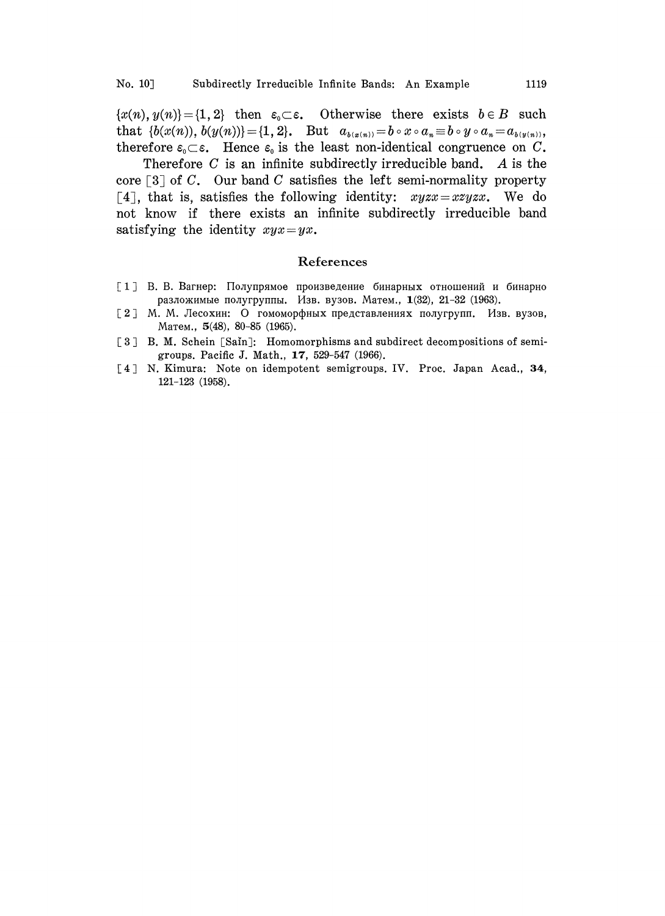$\{x(n), y(n)\} = \{1, 2\}$ then $\varepsilon_0 \subset \varepsilon$. Otherwise there exists $b \in B$ such that $\{b(x(n)), b(y(n))\} = \{1, 2\}$. But $a_{b(x(n))} = b \circ x \circ a_n \equiv b \circ y \circ a_n = a_{b(y(n))}$, therefore $\varepsilon_0 \subset \varepsilon$. Hence $\varepsilon_0$ is the least non-identical congruence on $C$.

Therefore $C$ is an infinite subdirectly irreducible band. $A$ is the core [3] of $C$. Our band $C$ satisfies the left semi-normality property [4], that is, satisfies the following identity: $xyzx = xzyzx$. We do not know if there exists an infinite subdirectly irreducible band satisfying the identity $xyx = yx$.

## References

[1] В. В. Вагнер: Полупрямое произведение бинарных отношений и бинарно разложимые полугруппы. Изв. вузов. Матем., **1**(32), 21–32 (1963).

[2] М. М. Лесохин: О гомоморфных представлениях полугрупп. Изв. вузов, Матем., **5**(48), 80–85 (1965).

[3] B. M. Schein [Saĭn]: Homomorphisms and subdirect decompositions of semigroups. Pacific J. Math., **17**, 529–547 (1966).

[4] N. Kimura: Note on idempotent semigroups. IV. Proc. Japan Acad., **34**, 121–123 (1958).